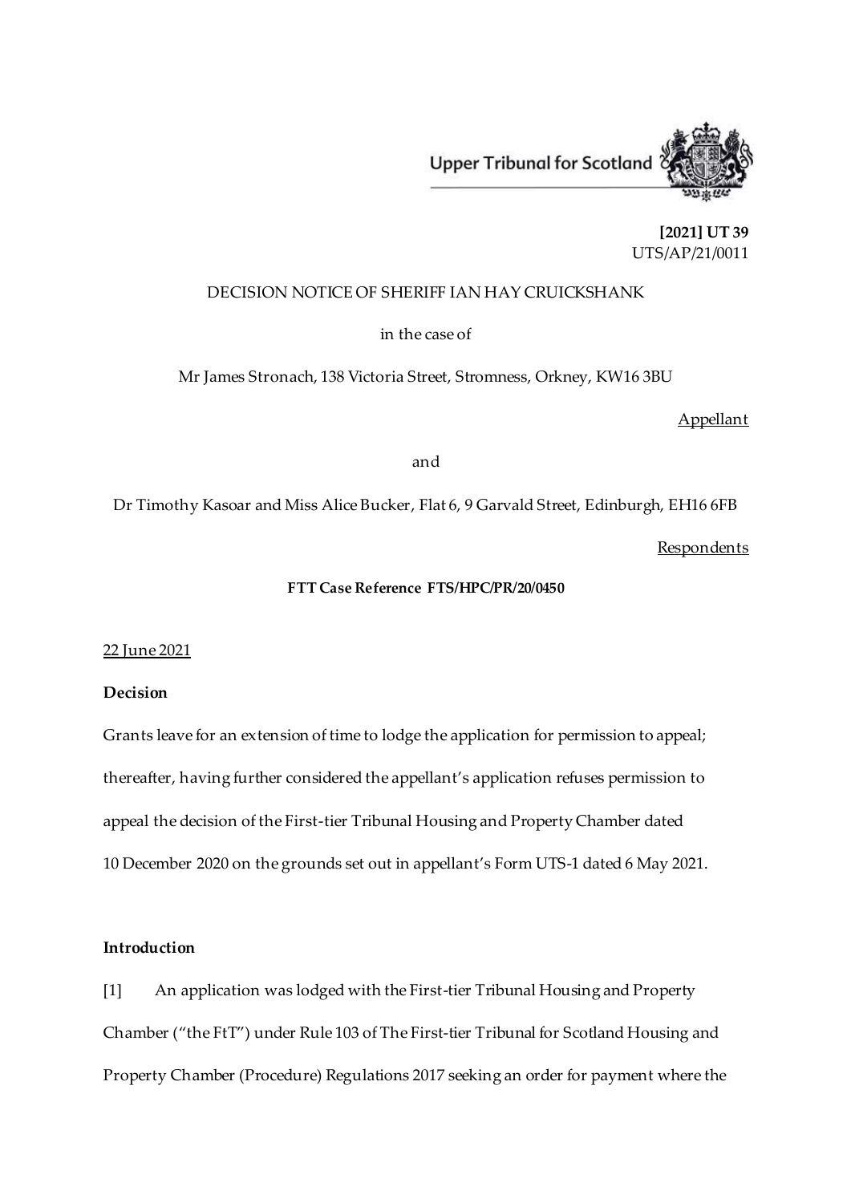Upper Tribunal for Scotland

**[2021] UT 39**
UTS/AP/21/0011

DECISION NOTICE OF SHERIFF IAN HAY CRUICKSHANK

in the case of

Mr James Stronach, 138 Victoria Street, Stromness, Orkney, KW16 3BU

Appellant

and

Dr Timothy Kasoar and Miss Alice Bucker, Flat 6, 9 Garvald Street, Edinburgh, EH16 6FB

Respondents

**FTT Case Reference FTS/HPC/PR/20/0450**

22 June 2021

**Decision**

Grants leave for an extension of time to lodge the application for permission to appeal; thereafter, having further considered the appellant's application refuses permission to appeal the decision of the First-tier Tribunal Housing and Property Chamber dated 10 December 2020 on the grounds set out in appellant's Form UTS-1 dated 6 May 2021.

**Introduction**

[1] An application was lodged with the First-tier Tribunal Housing and Property Chamber ("the FtT") under Rule 103 of The First-tier Tribunal for Scotland Housing and Property Chamber (Procedure) Regulations 2017 seeking an order for payment where the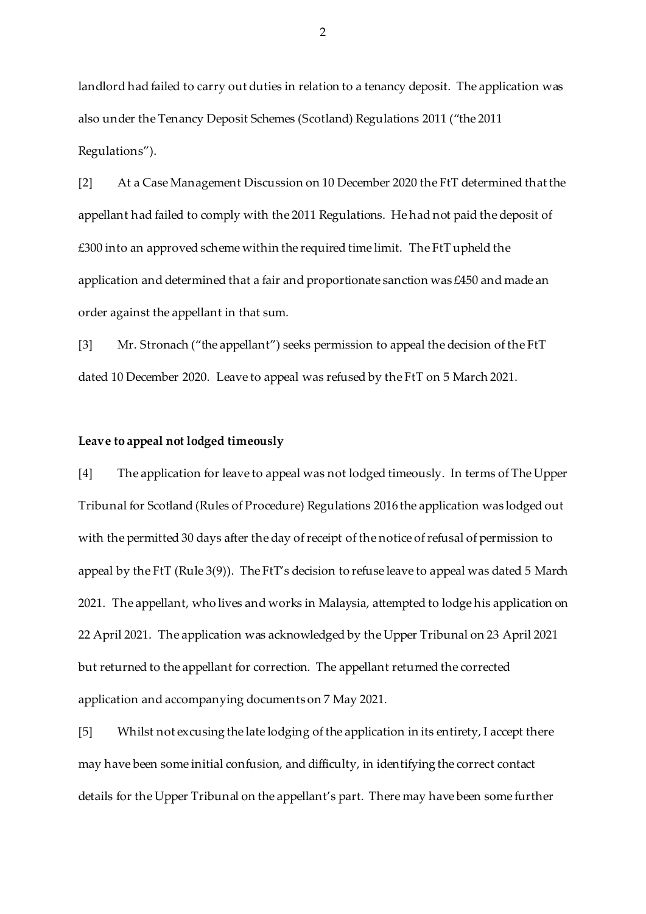landlord had failed to carry out duties in relation to a tenancy deposit. The application was also under the Tenancy Deposit Schemes (Scotland) Regulations 2011 ("the 2011 Regulations").

[2] At a Case Management Discussion on 10 December 2020 the FtT determined that the appellant had failed to comply with the 2011 Regulations. He had not paid the deposit of £300 into an approved scheme within the required time limit. The FtT upheld the application and determined that a fair and proportionate sanction was £450 and made an order against the appellant in that sum.

[3] Mr. Stronach ("the appellant") seeks permission to appeal the decision of the FtT dated 10 December 2020. Leave to appeal was refused by the FtT on 5 March 2021.

**Leave to appeal not lodged timeously**

[4] The application for leave to appeal was not lodged timeously. In terms of The Upper Tribunal for Scotland (Rules of Procedure) Regulations 2016 the application was lodged out with the permitted 30 days after the day of receipt of the notice of refusal of permission to appeal by the FtT (Rule 3(9)). The FtT's decision to refuse leave to appeal was dated 5 March 2021. The appellant, who lives and works in Malaysia, attempted to lodge his application on 22 April 2021. The application was acknowledged by the Upper Tribunal on 23 April 2021 but returned to the appellant for correction. The appellant returned the corrected application and accompanying documents on 7 May 2021.

[5] Whilst not excusing the late lodging of the application in its entirety, I accept there may have been some initial confusion, and difficulty, in identifying the correct contact details for the Upper Tribunal on the appellant's part. There may have been some further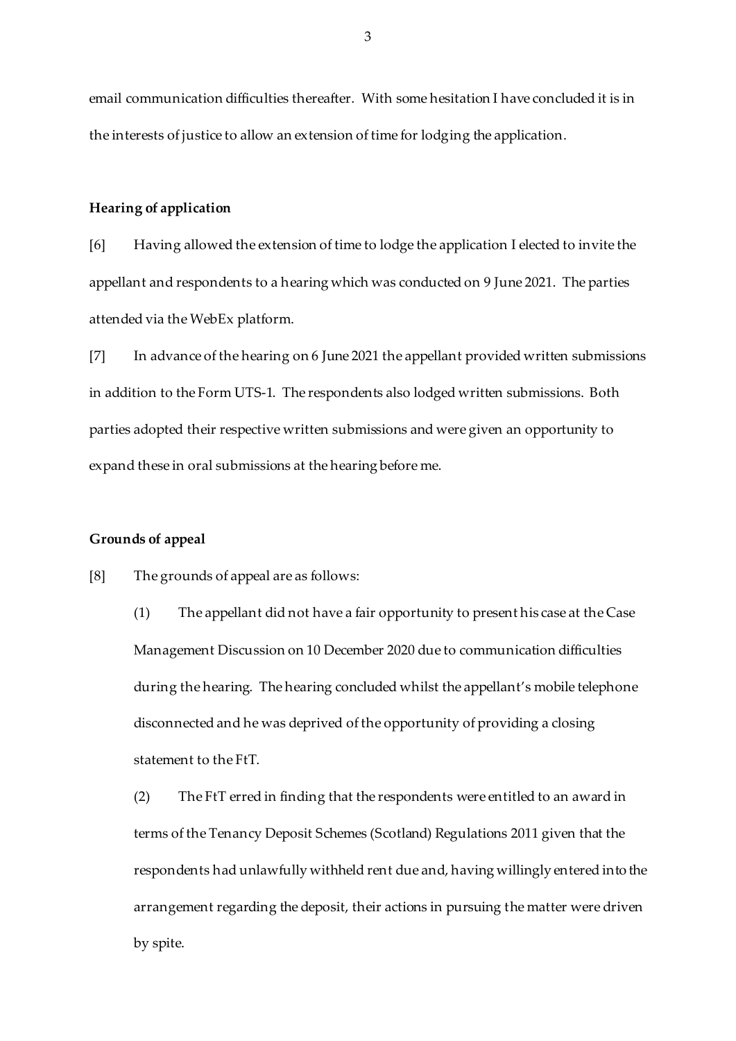email communication difficulties thereafter. With some hesitation I have concluded it is in the interests of justice to allow an extension of time for lodging the application.

**Hearing of application**

[6] Having allowed the extension of time to lodge the application I elected to invite the appellant and respondents to a hearing which was conducted on 9 June 2021. The parties attended via the WebEx platform.

[7] In advance of the hearing on 6 June 2021 the appellant provided written submissions in addition to the Form UTS-1. The respondents also lodged written submissions. Both parties adopted their respective written submissions and were given an opportunity to expand these in oral submissions at the hearing before me.

**Grounds of appeal**

[8] The grounds of appeal are as follows:

(1) The appellant did not have a fair opportunity to present his case at the Case Management Discussion on 10 December 2020 due to communication difficulties during the hearing. The hearing concluded whilst the appellant's mobile telephone disconnected and he was deprived of the opportunity of providing a closing statement to the FtT.

(2) The FtT erred in finding that the respondents were entitled to an award in terms of the Tenancy Deposit Schemes (Scotland) Regulations 2011 given that the respondents had unlawfully withheld rent due and, having willingly entered into the arrangement regarding the deposit, their actions in pursuing the matter were driven by spite.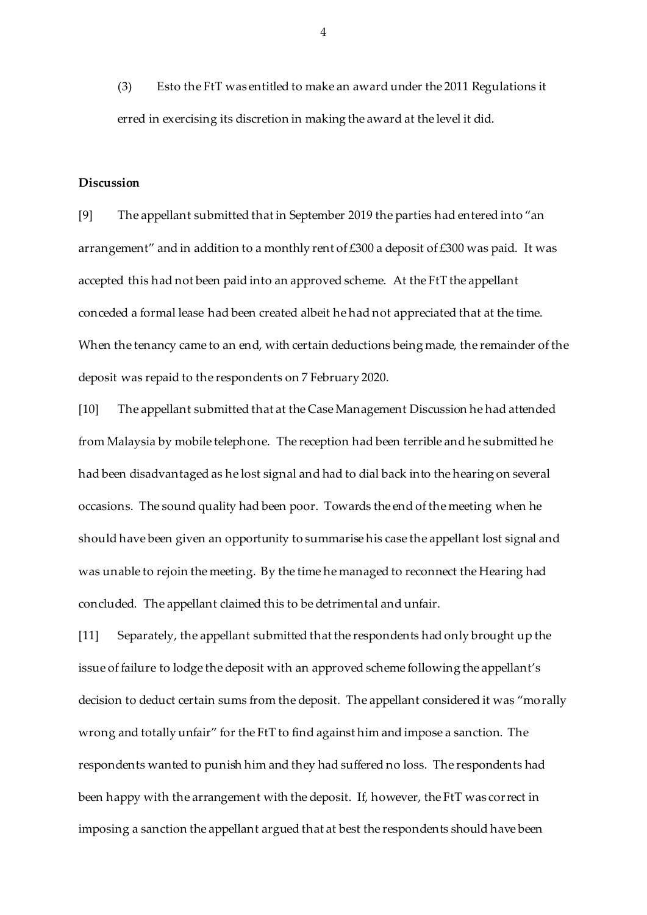(3) Esto the FtT was entitled to make an award under the 2011 Regulations it erred in exercising its discretion in making the award at the level it did.

**Discussion**

[9] The appellant submitted that in September 2019 the parties had entered into "an arrangement" and in addition to a monthly rent of £300 a deposit of £300 was paid. It was accepted this had not been paid into an approved scheme. At the FtT the appellant conceded a formal lease had been created albeit he had not appreciated that at the time. When the tenancy came to an end, with certain deductions being made, the remainder of the deposit was repaid to the respondents on 7 February 2020.

[10] The appellant submitted that at the Case Management Discussion he had attended from Malaysia by mobile telephone. The reception had been terrible and he submitted he had been disadvantaged as he lost signal and had to dial back into the hearing on several occasions. The sound quality had been poor. Towards the end of the meeting when he should have been given an opportunity to summarise his case the appellant lost signal and was unable to rejoin the meeting. By the time he managed to reconnect the Hearing had concluded. The appellant claimed this to be detrimental and unfair.

[11] Separately, the appellant submitted that the respondents had only brought up the issue of failure to lodge the deposit with an approved scheme following the appellant's decision to deduct certain sums from the deposit. The appellant considered it was "morally wrong and totally unfair" for the FtT to find against him and impose a sanction. The respondents wanted to punish him and they had suffered no loss. The respondents had been happy with the arrangement with the deposit. If, however, the FtT was correct in imposing a sanction the appellant argued that at best the respondents should have been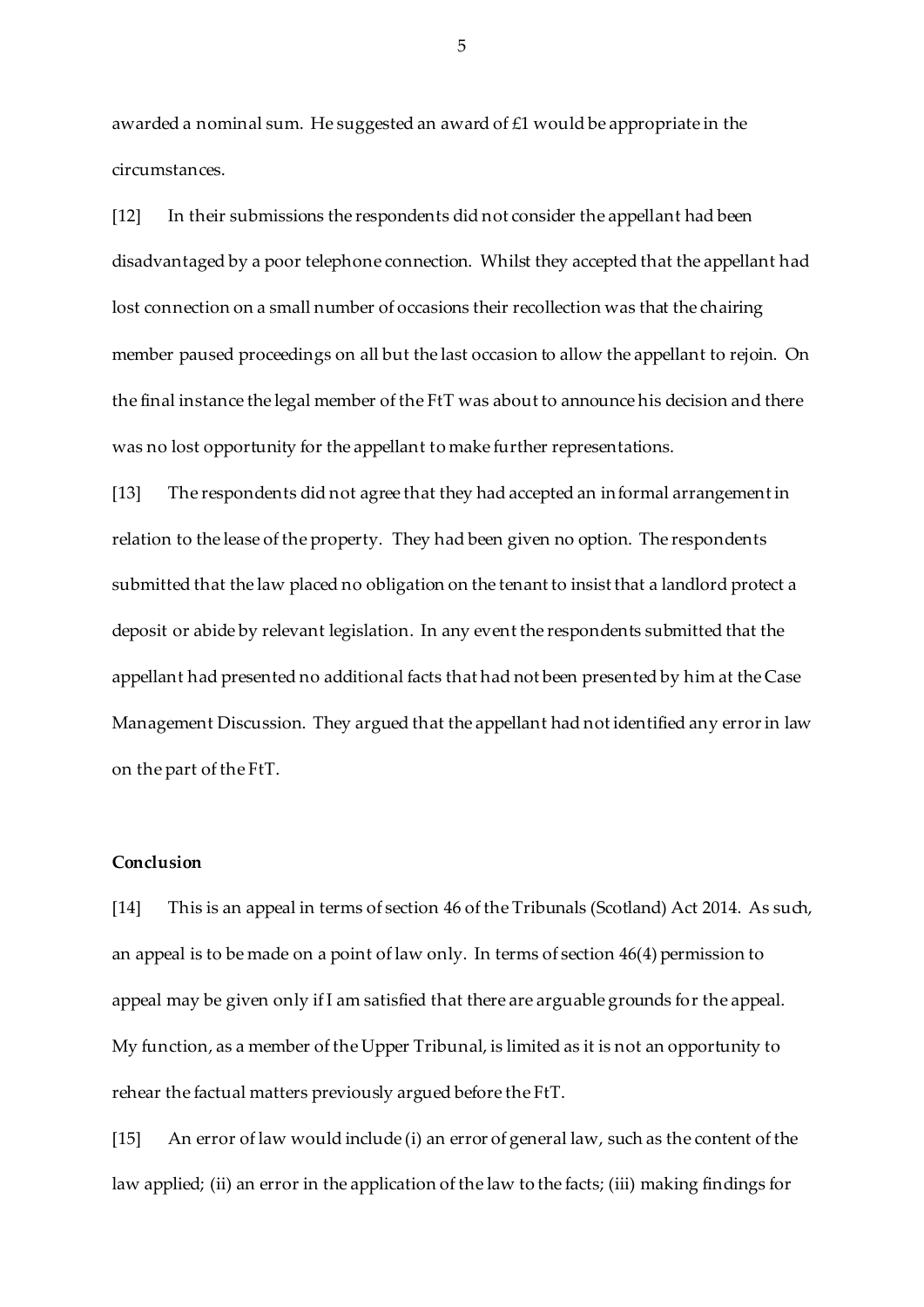awarded a nominal sum. He suggested an award of £1 would be appropriate in the circumstances.

[12] In their submissions the respondents did not consider the appellant had been disadvantaged by a poor telephone connection. Whilst they accepted that the appellant had lost connection on a small number of occasions their recollection was that the chairing member paused proceedings on all but the last occasion to allow the appellant to rejoin. On the final instance the legal member of the FtT was about to announce his decision and there was no lost opportunity for the appellant to make further representations.

[13] The respondents did not agree that they had accepted an informal arrangement in relation to the lease of the property. They had been given no option. The respondents submitted that the law placed no obligation on the tenant to insist that a landlord protect a deposit or abide by relevant legislation. In any event the respondents submitted that the appellant had presented no additional facts that had not been presented by him at the Case Management Discussion. They argued that the appellant had not identified any error in law on the part of the FtT.

**Conclusion**

[14] This is an appeal in terms of section 46 of the Tribunals (Scotland) Act 2014. As such, an appeal is to be made on a point of law only. In terms of section 46(4) permission to appeal may be given only if I am satisfied that there are arguable grounds for the appeal. My function, as a member of the Upper Tribunal, is limited as it is not an opportunity to rehear the factual matters previously argued before the FtT.

[15] An error of law would include (i) an error of general law, such as the content of the law applied; (ii) an error in the application of the law to the facts; (iii) making findings for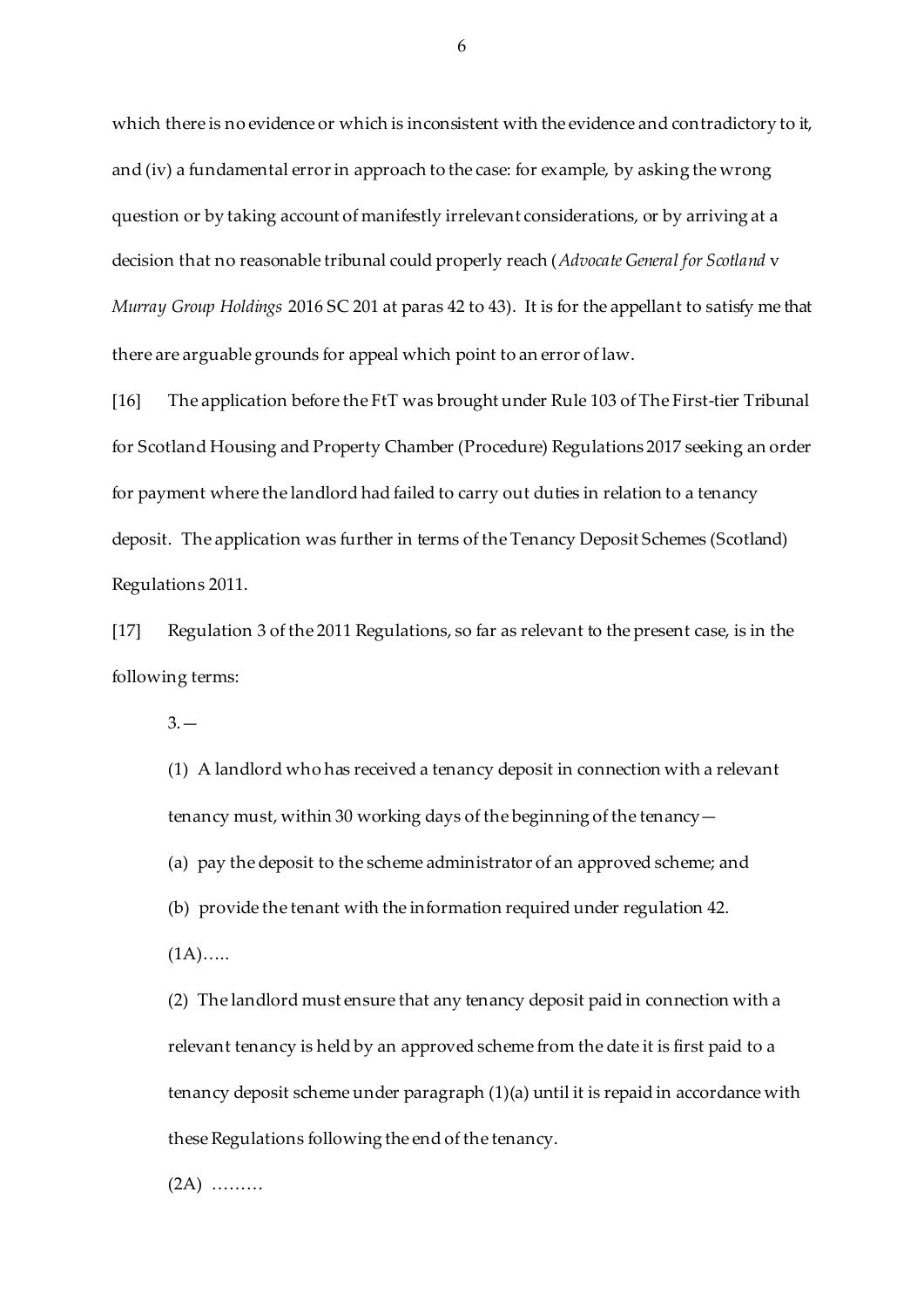which there is no evidence or which is inconsistent with the evidence and contradictory to it, and (iv) a fundamental error in approach to the case: for example, by asking the wrong question or by taking account of manifestly irrelevant considerations, or by arriving at a decision that no reasonable tribunal could properly reach (*Advocate General for Scotland* v *Murray Group Holdings* 2016 SC 201 at paras 42 to 43). It is for the appellant to satisfy me that there are arguable grounds for appeal which point to an error of law.

[16] The application before the FtT was brought under Rule 103 of The First-tier Tribunal for Scotland Housing and Property Chamber (Procedure) Regulations 2017 seeking an order for payment where the landlord had failed to carry out duties in relation to a tenancy deposit. The application was further in terms of the Tenancy Deposit Schemes (Scotland) Regulations 2011.

[17] Regulation 3 of the 2011 Regulations, so far as relevant to the present case, is in the following terms:

> 3.—
>
> (1) A landlord who has received a tenancy deposit in connection with a relevant tenancy must, within 30 working days of the beginning of the tenancy—
>
> (a) pay the deposit to the scheme administrator of an approved scheme; and
>
> (b) provide the tenant with the information required under regulation 42.
>
> (1A)…..
>
> (2) The landlord must ensure that any tenancy deposit paid in connection with a relevant tenancy is held by an approved scheme from the date it is first paid to a tenancy deposit scheme under paragraph (1)(a) until it is repaid in accordance with these Regulations following the end of the tenancy.
>
> (2A) ………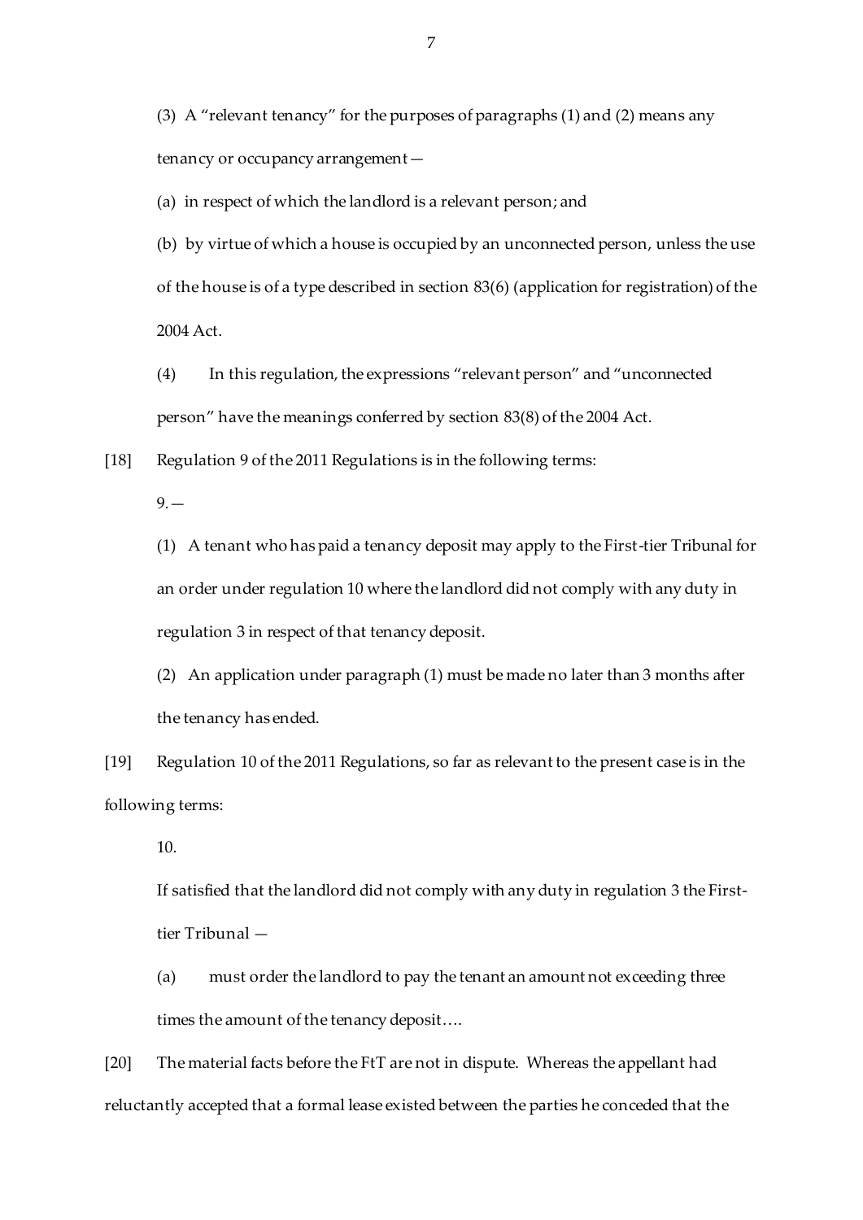(3) A "relevant tenancy" for the purposes of paragraphs (1) and (2) means any tenancy or occupancy arrangement—

(a) in respect of which the landlord is a relevant person; and

(b) by virtue of which a house is occupied by an unconnected person, unless the use of the house is of a type described in section 83(6) (application for registration) of the 2004 Act.

(4) In this regulation, the expressions "relevant person" and "unconnected person" have the meanings conferred by section 83(8) of the 2004 Act.

[18] Regulation 9 of the 2011 Regulations is in the following terms:

9.—

(1) A tenant who has paid a tenancy deposit may apply to the First-tier Tribunal for an order under regulation 10 where the landlord did not comply with any duty in regulation 3 in respect of that tenancy deposit.

(2) An application under paragraph (1) must be made no later than 3 months after the tenancy has ended.

[19] Regulation 10 of the 2011 Regulations, so far as relevant to the present case is in the following terms:

10.

If satisfied that the landlord did not comply with any duty in regulation 3 the First-tier Tribunal —

(a) must order the landlord to pay the tenant an amount not exceeding three times the amount of the tenancy deposit….

[20] The material facts before the FtT are not in dispute. Whereas the appellant had reluctantly accepted that a formal lease existed between the parties he conceded that the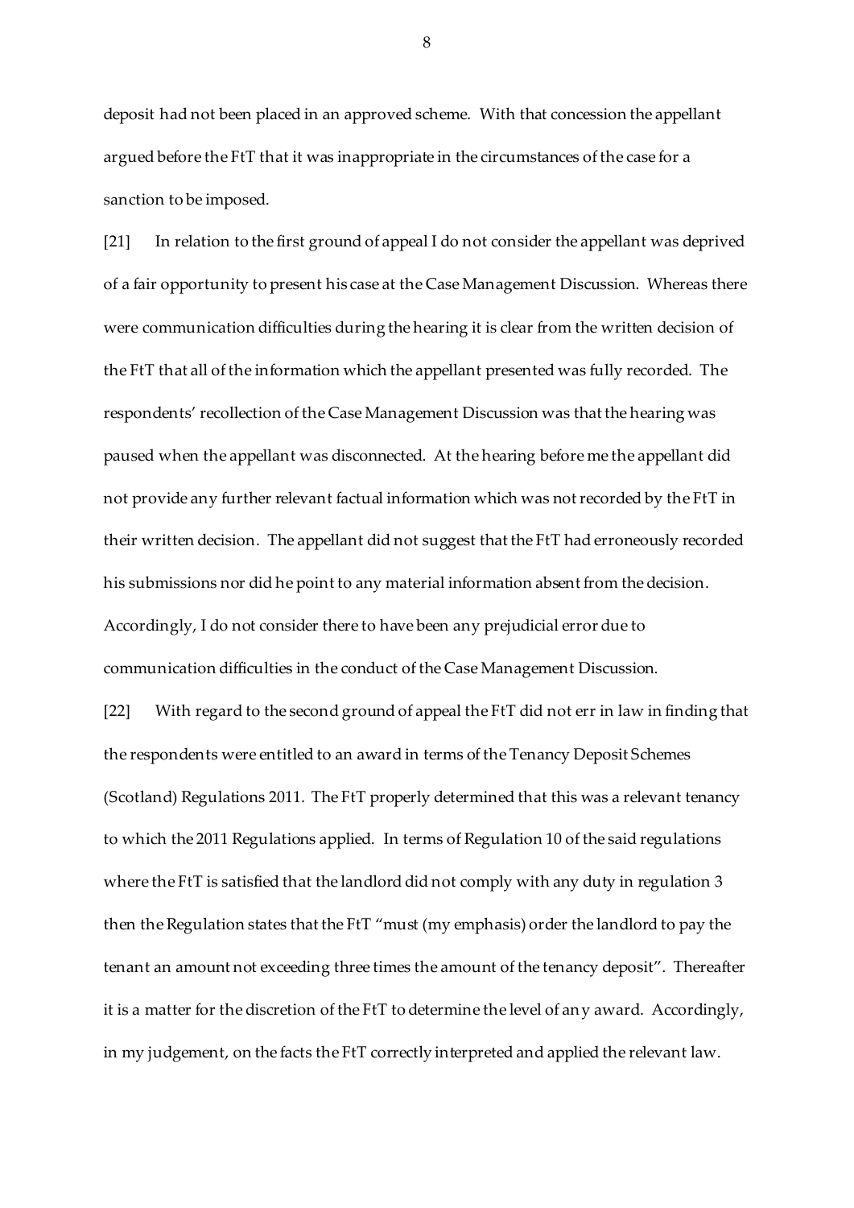deposit had not been placed in an approved scheme. With that concession the appellant argued before the FtT that it was inappropriate in the circumstances of the case for a sanction to be imposed.

[21] In relation to the first ground of appeal I do not consider the appellant was deprived of a fair opportunity to present his case at the Case Management Discussion. Whereas there were communication difficulties during the hearing it is clear from the written decision of the FtT that all of the information which the appellant presented was fully recorded. The respondents' recollection of the Case Management Discussion was that the hearing was paused when the appellant was disconnected. At the hearing before me the appellant did not provide any further relevant factual information which was not recorded by the FtT in their written decision. The appellant did not suggest that the FtT had erroneously recorded his submissions nor did he point to any material information absent from the decision. Accordingly, I do not consider there to have been any prejudicial error due to communication difficulties in the conduct of the Case Management Discussion.

[22] With regard to the second ground of appeal the FtT did not err in law in finding that the respondents were entitled to an award in terms of the Tenancy Deposit Schemes (Scotland) Regulations 2011. The FtT properly determined that this was a relevant tenancy to which the 2011 Regulations applied. In terms of Regulation 10 of the said regulations where the FtT is satisfied that the landlord did not comply with any duty in regulation 3 then the Regulation states that the FtT "must (my emphasis) order the landlord to pay the tenant an amount not exceeding three times the amount of the tenancy deposit". Thereafter it is a matter for the discretion of the FtT to determine the level of any award. Accordingly, in my judgement, on the facts the FtT correctly interpreted and applied the relevant law.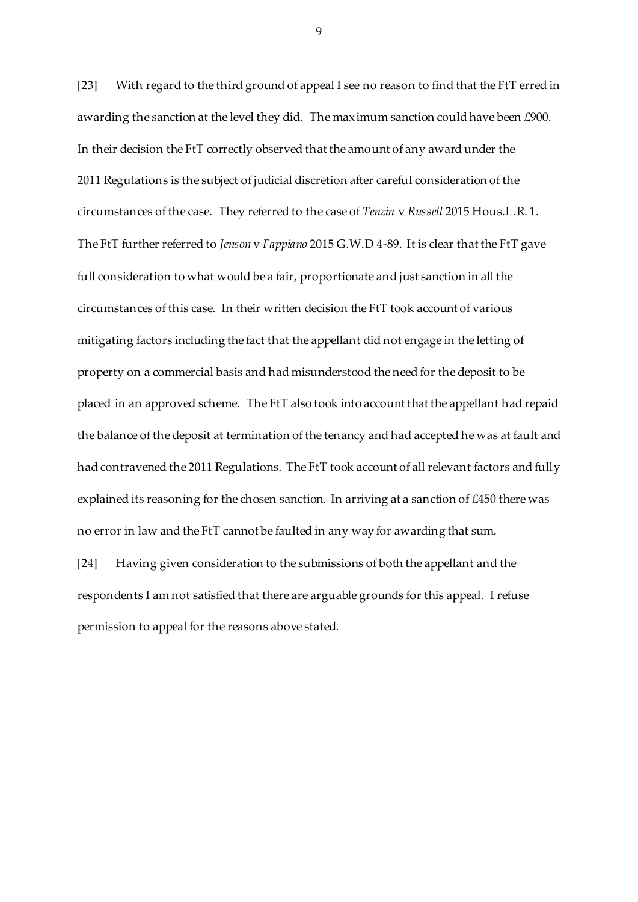[23] With regard to the third ground of appeal I see no reason to find that the FtT erred in awarding the sanction at the level they did. The maximum sanction could have been £900. In their decision the FtT correctly observed that the amount of any award under the 2011 Regulations is the subject of judicial discretion after careful consideration of the circumstances of the case. They referred to the case of *Tenzin* v *Russell* 2015 Hous.L.R. 1. The FtT further referred to *Jenson* v *Fappiano* 2015 G.W.D 4-89. It is clear that the FtT gave full consideration to what would be a fair, proportionate and just sanction in all the circumstances of this case. In their written decision the FtT took account of various mitigating factors including the fact that the appellant did not engage in the letting of property on a commercial basis and had misunderstood the need for the deposit to be placed in an approved scheme. The FtT also took into account that the appellant had repaid the balance of the deposit at termination of the tenancy and had accepted he was at fault and had contravened the 2011 Regulations. The FtT took account of all relevant factors and fully explained its reasoning for the chosen sanction. In arriving at a sanction of £450 there was no error in law and the FtT cannot be faulted in any way for awarding that sum.

[24] Having given consideration to the submissions of both the appellant and the respondents I am not satisfied that there are arguable grounds for this appeal. I refuse permission to appeal for the reasons above stated.